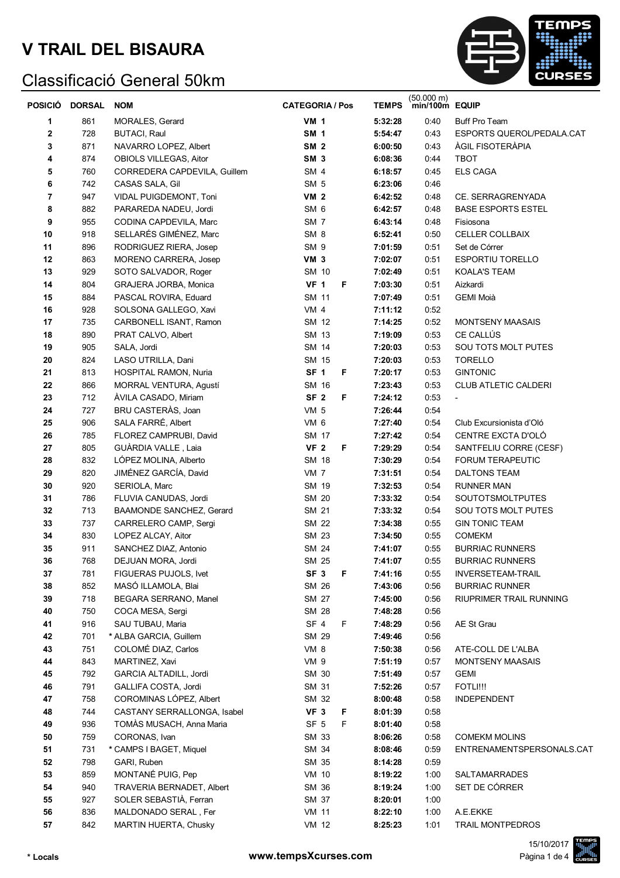# V TRAIL DEL BISAURA

## Classificació General 50km

| POSICIÓ | DORSAL | NOM | CATEGORIA / Pos | | TEMPS | (50.000 m) min/100m | EQUIP |
|---|---|---|---|---|---|---|---|
| 1 | 861 | MORALES, Gerard | **VM 1** | | 5:32:28 | 0:40 | Buff Pro Team |
| 2 | 728 | BUTACI, Raul | **SM 1** | | 5:54:47 | 0:43 | ESPORTS QUEROL/PEDALA.CAT |
| 3 | 871 | NAVARRO LOPEZ, Albert | **SM 2** | | 6:00:50 | 0:43 | ÀGIL FISOTERÀPIA |
| 4 | 874 | OBIOLS VILLEGAS, Aitor | **SM 3** | | 6:08:36 | 0:44 | TBOT |
| 5 | 760 | CORREDERA CAPDEVILA, Guillem | SM 4 | | 6:18:57 | 0:45 | ELS CAGA |
| 6 | 742 | CASAS SALA, Gil | SM 5 | | 6:23:06 | 0:46 | |
| 7 | 947 | VIDAL PUIGDEMONT, Toni | **VM 2** | | 6:42:52 | 0:48 | CE. SERRAGRENYADA |
| 8 | 882 | PARAREDA NADEU, Jordi | SM 6 | | 6:42:57 | 0:48 | BASE ESPORTS ESTEL |
| 9 | 955 | CODINA CAPDEVILA, Marc | SM 7 | | 6:43:14 | 0:48 | Fisiosona |
| 10 | 918 | SELLARÉS GIMÉNEZ, Marc | SM 8 | | 6:52:41 | 0:50 | CELLER COLLBAIX |
| 11 | 896 | RODRIGUEZ RIERA, Josep | SM 9 | | 7:01:59 | 0:51 | Set de Córrer |
| 12 | 863 | MORENO CARRERA, Josep | **VM 3** | | 7:02:07 | 0:51 | ESPORTIU TORELLO |
| 13 | 929 | SOTO SALVADOR, Roger | SM 10 | | 7:02:49 | 0:51 | KOALA'S TEAM |
| 14 | 804 | GRAJERA JORBA, Monica | **VF 1** | **F** | 7:03:30 | 0:51 | Aizkardi |
| 15 | 884 | PASCAL ROVIRA, Eduard | SM 11 | | 7:07:49 | 0:51 | GEMI Moià |
| 16 | 928 | SOLSONA GALLEGO, Xavi | VM 4 | | 7:11:12 | 0:52 | |
| 17 | 735 | CARBONELL ISANT, Ramon | SM 12 | | 7:14:25 | 0:52 | MONTSENY MAASAIS |
| 18 | 890 | PRAT CALVO, Albert | SM 13 | | 7:19:09 | 0:53 | CE CALLÚS |
| 19 | 905 | SALA, Jordi | SM 14 | | 7:20:03 | 0:53 | SOU TOTS MOLT PUTES |
| 20 | 824 | LASO UTRILLA, Dani | SM 15 | | 7:20:03 | 0:53 | TORELLO |
| 21 | 813 | HOSPITAL RAMON, Nuria | **SF 1** | **F** | 7:20:17 | 0:53 | GINTONIC |
| 22 | 866 | MORRAL VENTURA, Agustí | SM 16 | | 7:23:43 | 0:53 | CLUB ATLETIC CALDERI |
| 23 | 712 | ÀVILA CASADO, Miriam | **SF 2** | **F** | 7:24:12 | 0:53 | - |
| 24 | 727 | BRU CASTERÀS, Joan | VM 5 | | 7:26:44 | 0:54 | |
| 25 | 906 | SALA FARRÉ, Albert | VM 6 | | 7:27:40 | 0:54 | Club Excursionista d'Oló |
| 26 | 785 | FLOREZ CAMPRUBI, David | SM 17 | | 7:27:42 | 0:54 | CENTRE EXCTA D'OLÓ |
| 27 | 805 | GUÀRDIA VALLE , Laia | **VF 2** | **F** | 7:29:29 | 0:54 | SANTFELIU CORRE (CESF) |
| 28 | 832 | LÓPEZ MOLINA, Alberto | SM 18 | | 7:30:29 | 0:54 | FORUM TERAPEUTIC |
| 29 | 820 | JIMÉNEZ GARCÍA, David | VM 7 | | 7:31:51 | 0:54 | DALTONS TEAM |
| 30 | 920 | SERIOLA, Marc | SM 19 | | 7:32:53 | 0:54 | RUNNER MAN |
| 31 | 786 | FLUVIA CANUDAS, Jordi | SM 20 | | 7:33:32 | 0:54 | SOUTOTSMOLTPUTES |
| 32 | 713 | BAAMONDE SANCHEZ, Gerard | SM 21 | | 7:33:32 | 0:54 | SOU TOTS MOLT PUTES |
| 33 | 737 | CARRELERO CAMP, Sergi | SM 22 | | 7:34:38 | 0:55 | GIN TONIC TEAM |
| 34 | 830 | LOPEZ ALCAY, Aitor | SM 23 | | 7:34:50 | 0:55 | COMEKM |
| 35 | 911 | SANCHEZ DIAZ, Antonio | SM 24 | | 7:41:07 | 0:55 | BURRIAC RUNNERS |
| 36 | 768 | DEJUAN MORA, Jordi | SM 25 | | 7:41:07 | 0:55 | BURRIAC RUNNERS |
| 37 | 781 | FIGUERAS PUJOLS, Ivet | **SF 3** | **F** | 7:41:16 | 0:55 | INVERSETEAM-TRAIL |
| 38 | 852 | MASÓ ILLAMOLA, Blai | SM 26 | | 7:43:06 | 0:56 | BURRIAC RUNNER |
| 39 | 718 | BEGARA SERRANO, Manel | SM 27 | | 7:45:00 | 0:56 | RIUPRIMER TRAIL RUNNING |
| 40 | 750 | COCA MESA, Sergi | SM 28 | | 7:48:28 | 0:56 | |
| 41 | 916 | SAU TUBAU, Maria | SF 4 | F | 7:48:29 | 0:56 | AE St Grau |
| 42 | 701 | * ALBA GARCIA, Guillem | SM 29 | | 7:49:46 | 0:56 | |
| 43 | 751 | COLOMÉ DIAZ, Carlos | VM 8 | | 7:50:38 | 0:56 | ATE-COLL DE L'ALBA |
| 44 | 843 | MARTINEZ, Xavi | VM 9 | | 7:51:19 | 0:57 | MONTSENY MAASAIS |
| 45 | 792 | GARCIA ALTADILL, Jordi | SM 30 | | 7:51:49 | 0:57 | GEMI |
| 46 | 791 | GALLIFA COSTA, Jordi | SM 31 | | 7:52:26 | 0:57 | FOTLI!!! |
| 47 | 758 | COROMINAS LÓPEZ, Albert | SM 32 | | 8:00:48 | 0:58 | INDEPENDENT |
| 48 | 744 | CASTANY SERRALLONGA, Isabel | **VF 3** | **F** | 8:01:39 | 0:58 | |
| 49 | 936 | TOMÀS MUSACH, Anna Maria | SF 5 | F | 8:01:40 | 0:58 | |
| 50 | 759 | CORONAS, Ivan | SM 33 | | 8:06:26 | 0:58 | COMEKM MOLINS |
| 51 | 731 | * CAMPS I BAGET, Miquel | SM 34 | | 8:08:46 | 0:59 | ENTRENAMENTSPERSONALS.CAT |
| 52 | 798 | GARI, Ruben | SM 35 | | 8:14:28 | 0:59 | |
| 53 | 859 | MONTANÉ PUIG, Pep | VM 10 | | 8:19:22 | 1:00 | SALTAMARRADES |
| 54 | 940 | TRAVERIA BERNADET, Albert | SM 36 | | 8:19:24 | 1:00 | SET DE CÓRRER |
| 55 | 927 | SOLER SEBASTIÀ, Ferran | SM 37 | | 8:20:01 | 1:00 | |
| 56 | 836 | MALDONADO SERAL , Fer | VM 11 | | 8:22:10 | 1:00 | A.E.EKKE |
| 57 | 842 | MARTIN HUERTA, Chusky | VM 12 | | 8:25:23 | 1:01 | TRAIL MONTPEDROS |

\* Locals

www.tempsXcurses.com

15/10/2017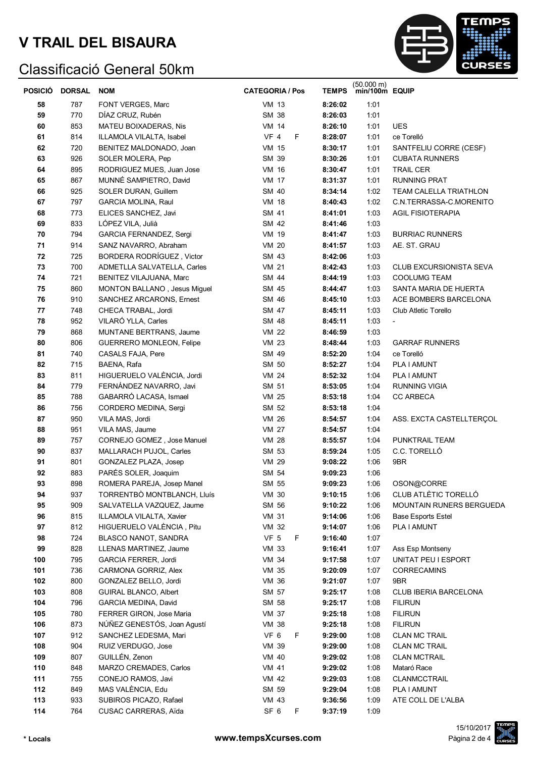# V TRAIL DEL BISAURA

## Classificació General 50km

| POSICIÓ | DORSAL | NOM | CATEGORIA / Pos | | TEMPS | (50.000 m) min/100m | EQUIP |
|---|---|---|---|---|---|---|---|
| 58 | 787 | FONT VERGES, Marc | VM 13 | | **8:26:02** | 1:01 | |
| 59 | 770 | DÍAZ CRUZ, Rubén | SM 38 | | **8:26:03** | 1:01 | |
| 60 | 853 | MATEU BOIXADERAS, Nis | VM 14 | | **8:26:10** | 1:01 | UES |
| 61 | 814 | ILLAMOLA VILALTA, Isabel | VF 4 | F | **8:28:07** | 1:01 | ce Torelló |
| 62 | 720 | BENITEZ MALDONADO, Joan | VM 15 | | **8:30:17** | 1:01 | SANTFELIU CORRE (CESF) |
| 63 | 926 | SOLER MOLERA, Pep | SM 39 | | **8:30:26** | 1:01 | CUBATA RUNNERS |
| 64 | 895 | RODRIGUEZ MUES, Juan Jose | VM 16 | | **8:30:47** | 1:01 | TRAIL CER |
| 65 | 867 | MUNNÉ SAMPIETRO, David | VM 17 | | **8:31:37** | 1:01 | RUNNING PRAT |
| 66 | 925 | SOLER DURAN, Guillem | SM 40 | | **8:34:14** | 1:02 | TEAM CALELLA TRIATHLON |
| 67 | 797 | GARCIA MOLINA, Raul | VM 18 | | **8:40:43** | 1:02 | C.N.TERRASSA-C.MORENITO |
| 68 | 773 | ELICES SANCHEZ, Javi | SM 41 | | **8:41:01** | 1:03 | AGIL FISIOTERAPIA |
| 69 | 833 | LÓPEZ VILA, Julià | SM 42 | | **8:41:46** | 1:03 | |
| 70 | 794 | GARCIA FERNANDEZ, Sergi | VM 19 | | **8:41:47** | 1:03 | BURRIAC RUNNERS |
| 71 | 914 | SANZ NAVARRO, Abraham | VM 20 | | **8:41:57** | 1:03 | AE. ST. GRAU |
| 72 | 725 | BORDERA RODRÍGUEZ , Victor | SM 43 | | **8:42:06** | 1:03 | |
| 73 | 700 | ADMETLLA SALVATELLA, Carles | VM 21 | | **8:42:43** | 1:03 | CLUB EXCURSIONISTA SEVA |
| 74 | 721 | BENITEZ VILAJUANA, Marc | SM 44 | | **8:44:19** | 1:03 | COOLUMG TEAM |
| 75 | 860 | MONTON BALLANO , Jesus Miguel | SM 45 | | **8:44:47** | 1:03 | SANTA MARIA DE HUERTA |
| 76 | 910 | SANCHEZ ARCARONS, Ernest | SM 46 | | **8:45:10** | 1:03 | ACE BOMBERS BARCELONA |
| 77 | 748 | CHECA TRABAL, Jordi | SM 47 | | **8:45:11** | 1:03 | Club Atletic Torello |
| 78 | 952 | VILARÓ YLLA, Carles | SM 48 | | **8:45:11** | 1:03 | - |
| 79 | 868 | MUNTANE BERTRANS, Jaume | VM 22 | | **8:46:59** | 1:03 | |
| 80 | 806 | GUERRERO MONLEON, Felipe | VM 23 | | **8:48:44** | 1:03 | GARRAF RUNNERS |
| 81 | 740 | CASALS FAJA, Pere | SM 49 | | **8:52:20** | 1:04 | ce Torelló |
| 82 | 715 | BAENA, Rafa | SM 50 | | **8:52:27** | 1:04 | PLA I AMUNT |
| 83 | 811 | HIGUERUELO VALÈNCIA, Jordi | VM 24 | | **8:52:32** | 1:04 | PLA I AMUNT |
| 84 | 779 | FERNÁNDEZ NAVARRO, Javi | SM 51 | | **8:53:05** | 1:04 | RUNNING VIGIA |
| 85 | 788 | GABARRÓ LACASA, Ismael | VM 25 | | **8:53:18** | 1:04 | CC ARBECA |
| 86 | 756 | CORDERO MEDINA, Sergi | SM 52 | | **8:53:18** | 1:04 | |
| 87 | 950 | VILA MAS, Jordi | VM 26 | | **8:54:57** | 1:04 | ASS. EXCTA CASTELLTERÇOL |
| 88 | 951 | VILA MAS, Jaume | VM 27 | | **8:54:57** | 1:04 | |
| 89 | 757 | CORNEJO GOMEZ , Jose Manuel | VM 28 | | **8:55:57** | 1:04 | PUNKTRAIL TEAM |
| 90 | 837 | MALLARACH PUJOL, Carles | SM 53 | | **8:59:24** | 1:05 | C.C. TORELLÓ |
| 91 | 801 | GONZALEZ PLAZA, Josep | VM 29 | | **9:08:22** | 1:06 | 9BR |
| 92 | 883 | PARÉS SOLER, Joaquim | SM 54 | | **9:09:23** | 1:06 | |
| 93 | 898 | ROMERA PAREJA, Josep Manel | SM 55 | | **9:09:23** | 1:06 | OSON@CORRE |
| 94 | 937 | TORRENTBÒ MONTBLANCH, Lluís | VM 30 | | **9:10:15** | 1:06 | CLUB ATLÈTIC TORELLÓ |
| 95 | 909 | SALVATELLA VAZQUEZ, Jaume | SM 56 | | **9:10:22** | 1:06 | MOUNTAIN RUNERS BERGUEDA |
| 96 | 815 | ILLAMOLA VILALTA, Xavier | VM 31 | | **9:14:06** | 1:06 | Base Esports Estel |
| 97 | 812 | HIGUERUELO VALÈNCIA , Pitu | VM 32 | | **9:14:07** | 1:06 | PLA I AMUNT |
| 98 | 724 | BLASCO NANOT, SANDRA | VF 5 | F | **9:16:40** | 1:07 | |
| 99 | 828 | LLENAS MARTINEZ, Jaume | VM 33 | | **9:16:41** | 1:07 | Ass Esp Montseny |
| 100 | 795 | GARCIA FERRER, Jordi | VM 34 | | **9:17:58** | 1:07 | UNITAT PEU I ESPORT |
| 101 | 736 | CARMONA GORRIZ, Alex | VM 35 | | **9:20:09** | 1:07 | CORRECAMINS |
| 102 | 800 | GONZALEZ BELLO, Jordi | VM 36 | | **9:21:07** | 1:07 | 9BR |
| 103 | 808 | GUIRAL BLANCO, Albert | SM 57 | | **9:25:17** | 1:08 | CLUB IBERIA BARCELONA |
| 104 | 796 | GARCIA MEDINA, David | SM 58 | | **9:25:17** | 1:08 | FILIRUN |
| 105 | 780 | FERRER GIRON, Jose Maria | VM 37 | | **9:25:18** | 1:08 | FILIRUN |
| 106 | 873 | NÚÑEZ GENESTÓS, Joan Agustí | VM 38 | | **9:25:18** | 1:08 | FILIRUN |
| 107 | 912 | SANCHEZ LEDESMA, Mari | VF 6 | F | **9:29:00** | 1:08 | CLAN MC TRAIL |
| 108 | 904 | RUIZ VERDUGO, Jose | VM 39 | | **9:29:00** | 1:08 | CLAN MC TRAIL |
| 109 | 807 | GUILLÉN, Zenon | VM 40 | | **9:29:02** | 1:08 | CLAN MCTRAIL |
| 110 | 848 | MARZO CREMADES, Carlos | VM 41 | | **9:29:02** | 1:08 | Mataró Race |
| 111 | 755 | CONEJO RAMOS, Javi | VM 42 | | **9:29:03** | 1:08 | CLANMCCTRAIL |
| 112 | 849 | MAS VALÈNCIA, Edu | SM 59 | | **9:29:04** | 1:08 | PLA I AMUNT |
| 113 | 933 | SUBIROS PICAZO, Rafael | VM 43 | | **9:36:56** | 1:09 | ATE COLL DE L'ALBA |
| 114 | 764 | CUSAC CARRERAS, Aïda | SF 6 | F | **9:37:19** | 1:09 | |

\* Locals

www.tempsXcurses.com

15/10/2017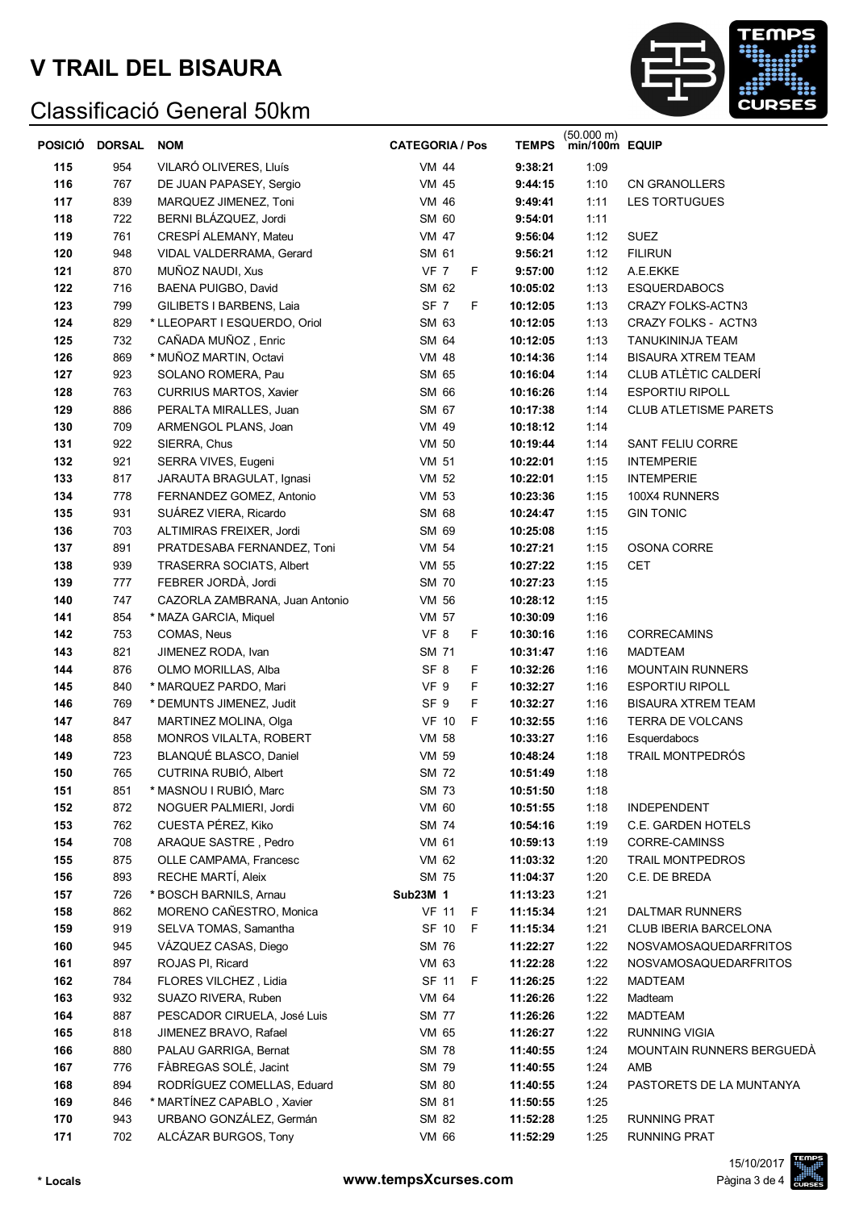# V TRAIL DEL BISAURA

## Classificació General 50km

| POSICIÓ | DORSAL | NOM | CATEGORIA / Pos | | TEMPS | (50.000 m) min/100m | EQUIP |
|---|---|---|---|---|---|---|---|
| 115 | 954 | VILARÓ OLIVERES, Lluís | VM 44 | | 9:38:21 | 1:09 | |
| 116 | 767 | DE JUAN PAPASEY, Sergio | VM 45 | | 9:44:15 | 1:10 | CN GRANOLLERS |
| 117 | 839 | MARQUEZ JIMENEZ, Toni | VM 46 | | 9:49:41 | 1:11 | LES TORTUGUES |
| 118 | 722 | BERNI BLÁZQUEZ, Jordi | SM 60 | | 9:54:01 | 1:11 | |
| 119 | 761 | CRESPÍ ALEMANY, Mateu | VM 47 | | 9:56:04 | 1:12 | SUEZ |
| 120 | 948 | VIDAL VALDERRAMA, Gerard | SM 61 | | 9:56:21 | 1:12 | FILIRUN |
| 121 | 870 | MUÑOZ NAUDI, Xus | VF 7 | F | 9:57:00 | 1:12 | A.E.EKKE |
| 122 | 716 | BAENA PUIGBO, David | SM 62 | | 10:05:02 | 1:13 | ESQUERDABOCS |
| 123 | 799 | GILIBETS I BARBENS, Laia | SF 7 | F | 10:12:05 | 1:13 | CRAZY FOLKS-ACTN3 |
| 124 | 829 | * LLEOPART I ESQUERDO, Oriol | SM 63 | | 10:12:05 | 1:13 | CRAZY FOLKS - ACTN3 |
| 125 | 732 | CAÑADA MUÑOZ , Enric | SM 64 | | 10:12:05 | 1:13 | TANUKININJA TEAM |
| 126 | 869 | * MUÑOZ MARTIN, Octavi | VM 48 | | 10:14:36 | 1:14 | BISAURA XTREM TEAM |
| 127 | 923 | SOLANO ROMERA, Pau | SM 65 | | 10:16:04 | 1:14 | CLUB ATLÈTIC CALDERÍ |
| 128 | 763 | CURRIUS MARTOS, Xavier | SM 66 | | 10:16:26 | 1:14 | ESPORTIU RIPOLL |
| 129 | 886 | PERALTA MIRALLES, Juan | SM 67 | | 10:17:38 | 1:14 | CLUB ATLETISME PARETS |
| 130 | 709 | ARMENGOL PLANS, Joan | VM 49 | | 10:18:12 | 1:14 | |
| 131 | 922 | SIERRA, Chus | VM 50 | | 10:19:44 | 1:14 | SANT FELIU CORRE |
| 132 | 921 | SERRA VIVES, Eugeni | VM 51 | | 10:22:01 | 1:15 | INTEMPERIE |
| 133 | 817 | JARAUTA BRAGULAT, Ignasi | VM 52 | | 10:22:01 | 1:15 | INTEMPERIE |
| 134 | 778 | FERNANDEZ GOMEZ, Antonio | VM 53 | | 10:23:36 | 1:15 | 100X4 RUNNERS |
| 135 | 931 | SUÁREZ VIERA, Ricardo | SM 68 | | 10:24:47 | 1:15 | GIN TONIC |
| 136 | 703 | ALTIMIRAS FREIXER, Jordi | SM 69 | | 10:25:08 | 1:15 | |
| 137 | 891 | PRATDESABA FERNANDEZ, Toni | VM 54 | | 10:27:21 | 1:15 | OSONA CORRE |
| 138 | 939 | TRASERRA SOCIATS, Albert | VM 55 | | 10:27:22 | 1:15 | CET |
| 139 | 777 | FEBRER JORDÀ, Jordi | SM 70 | | 10:27:23 | 1:15 | |
| 140 | 747 | CAZORLA ZAMBRANA, Juan Antonio | VM 56 | | 10:28:12 | 1:15 | |
| 141 | 854 | * MAZA GARCIA, Miquel | VM 57 | | 10:30:09 | 1:16 | |
| 142 | 753 | COMAS, Neus | VF 8 | F | 10:30:16 | 1:16 | CORRECAMINS |
| 143 | 821 | JIMENEZ RODA, Ivan | SM 71 | | 10:31:47 | 1:16 | MADTEAM |
| 144 | 876 | OLMO MORILLAS, Alba | SF 8 | F | 10:32:26 | 1:16 | MOUNTAIN RUNNERS |
| 145 | 840 | * MARQUEZ PARDO, Mari | VF 9 | F | 10:32:27 | 1:16 | ESPORTIU RIPOLL |
| 146 | 769 | * DEMUNTS JIMENEZ, Judit | SF 9 | F | 10:32:27 | 1:16 | BISAURA XTREM TEAM |
| 147 | 847 | MARTINEZ MOLINA, Olga | VF 10 | F | 10:32:55 | 1:16 | TERRA DE VOLCANS |
| 148 | 858 | MONROS VILALTA, ROBERT | VM 58 | | 10:33:27 | 1:16 | Esquerdabocs |
| 149 | 723 | BLANQUÉ BLASCO, Daniel | VM 59 | | 10:48:24 | 1:18 | TRAIL MONTPEDRÓS |
| 150 | 765 | CUTRINA RUBIÓ, Albert | SM 72 | | 10:51:49 | 1:18 | |
| 151 | 851 | * MASNOU I RUBIÓ, Marc | SM 73 | | 10:51:50 | 1:18 | |
| 152 | 872 | NOGUER PALMIERI, Jordi | VM 60 | | 10:51:55 | 1:18 | INDEPENDENT |
| 153 | 762 | CUESTA PÉREZ, Kiko | SM 74 | | 10:54:16 | 1:19 | C.E. GARDEN HOTELS |
| 154 | 708 | ARAQUE SASTRE , Pedro | VM 61 | | 10:59:13 | 1:19 | CORRE-CAMINSS |
| 155 | 875 | OLLE CAMPAMA, Francesc | VM 62 | | 11:03:32 | 1:20 | TRAIL MONTPEDROS |
| 156 | 893 | RECHE MARTÍ, Aleix | SM 75 | | 11:04:37 | 1:20 | C.E. DE BREDA |
| 157 | 726 | * BOSCH BARNILS, Arnau | **Sub23M 1** | | 11:13:23 | 1:21 | |
| 158 | 862 | MORENO CAÑESTRO, Monica | VF 11 | F | 11:15:34 | 1:21 | DALTMAR RUNNERS |
| 159 | 919 | SELVA TOMAS, Samantha | SF 10 | F | 11:15:34 | 1:21 | CLUB IBERIA BARCELONA |
| 160 | 945 | VÁZQUEZ CASAS, Diego | SM 76 | | 11:22:27 | 1:22 | NOSVAMOSAQUEDARFRITOS |
| 161 | 897 | ROJAS PI, Ricard | VM 63 | | 11:22:28 | 1:22 | NOSVAMOSAQUEDARFRITOS |
| 162 | 784 | FLORES VILCHEZ , Lidia | SF 11 | F | 11:26:25 | 1:22 | MADTEAM |
| 163 | 932 | SUAZO RIVERA, Ruben | VM 64 | | 11:26:26 | 1:22 | Madteam |
| 164 | 887 | PESCADOR CIRUELA, José Luis | SM 77 | | 11:26:26 | 1:22 | MADTEAM |
| 165 | 818 | JIMENEZ BRAVO, Rafael | VM 65 | | 11:26:27 | 1:22 | RUNNING VIGIA |
| 166 | 880 | PALAU GARRIGA, Bernat | SM 78 | | 11:40:55 | 1:24 | MOUNTAIN RUNNERS BERGUEDÀ |
| 167 | 776 | FÀBREGAS SOLÉ, Jacint | SM 79 | | 11:40:55 | 1:24 | AMB |
| 168 | 894 | RODRÍGUEZ COMELLAS, Eduard | SM 80 | | 11:40:55 | 1:24 | PASTORETS DE LA MUNTANYA |
| 169 | 846 | * MARTÍNEZ CAPABLO , Xavier | SM 81 | | 11:50:55 | 1:25 | |
| 170 | 943 | URBANO GONZÁLEZ, Germán | SM 82 | | 11:52:28 | 1:25 | RUNNING PRAT |
| 171 | 702 | ALCÁZAR BURGOS, Tony | VM 66 | | 11:52:29 | 1:25 | RUNNING PRAT |

\* Locals

www.tempsXcurses.com

15/10/2017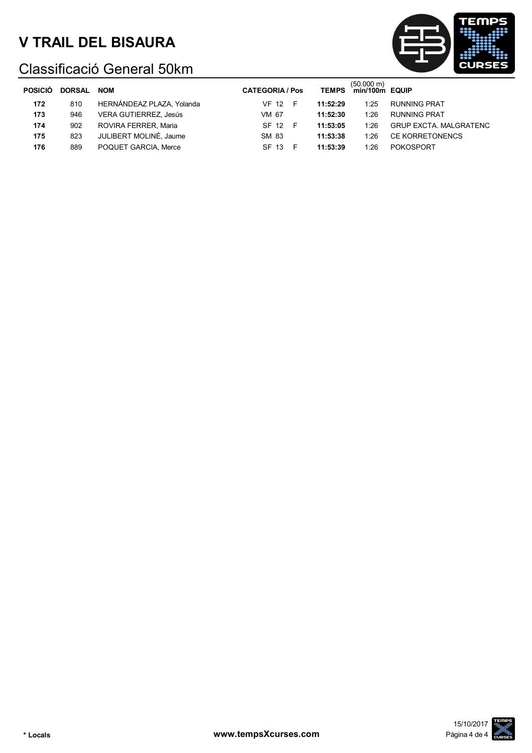# V TRAIL DEL BISAURA

## Classificació General 50km

| POSICIÓ | DORSAL | NOM | CATEGORIA / Pos | | TEMPS | (50.000 m) min/100m | EQUIP |
|---|---|---|---|---|---|---|---|
| **172** | 810 | HERNÁNDEAZ PLAZA, Yolanda | VF 12 | F | **11:52:29** | 1:25 | RUNNING PRAT |
| **173** | 946 | VERA GUTIERREZ, Jesús | VM 67 | | **11:52:30** | 1:26 | RUNNING PRAT |
| **174** | 902 | ROVIRA FERRER, Maria | SF 12 | F | **11:53:05** | 1:26 | GRUP EXCTA. MALGRATENC |
| **175** | 823 | JULIBERT MOLINÉ, Jaume | SM 83 | | **11:53:38** | 1:26 | CE KORRETONENCS |
| **176** | 889 | POQUET GARCIA, Merce | SF 13 | F | **11:53:39** | 1:26 | POKOSPORT |

**\* Locals**

**www.tempsXcurses.com**

15/10/2017